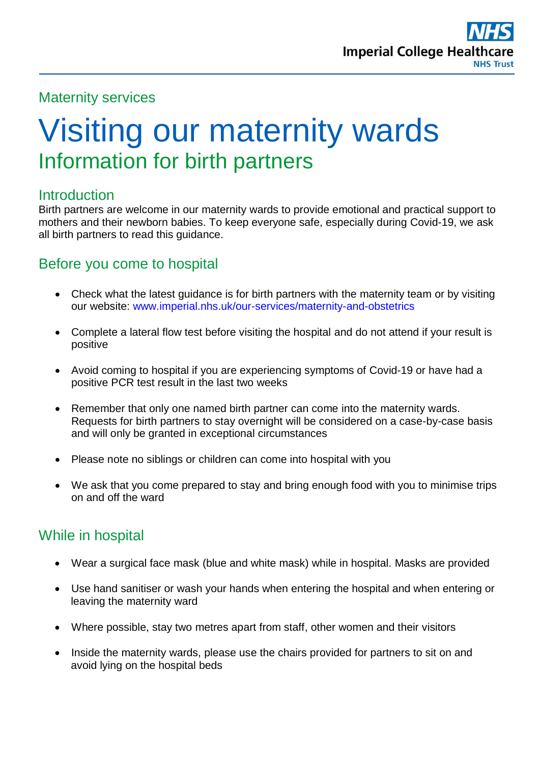Maternity services

# Visiting our maternity wards

## Information for birth partners

### Introduction

Birth partners are welcome in our maternity wards to provide emotional and practical support to mothers and their newborn babies. To keep everyone safe, especially during Covid-19, we ask all birth partners to read this guidance.

### Before you come to hospital

- Check what the latest guidance is for birth partners with the maternity team or by visiting our website: www.imperial.nhs.uk/our-services/maternity-and-obstetrics
- Complete a lateral flow test before visiting the hospital and do not attend if your result is positive
- Avoid coming to hospital if you are experiencing symptoms of Covid-19 or have had a positive PCR test result in the last two weeks
- Remember that only one named birth partner can come into the maternity wards. Requests for birth partners to stay overnight will be considered on a case-by-case basis and will only be granted in exceptional circumstances
- Please note no siblings or children can come into hospital with you
- We ask that you come prepared to stay and bring enough food with you to minimise trips on and off the ward

### While in hospital

- Wear a surgical face mask (blue and white mask) while in hospital. Masks are provided
- Use hand sanitiser or wash your hands when entering the hospital and when entering or leaving the maternity ward
- Where possible, stay two metres apart from staff, other women and their visitors
- Inside the maternity wards, please use the chairs provided for partners to sit on and avoid lying on the hospital beds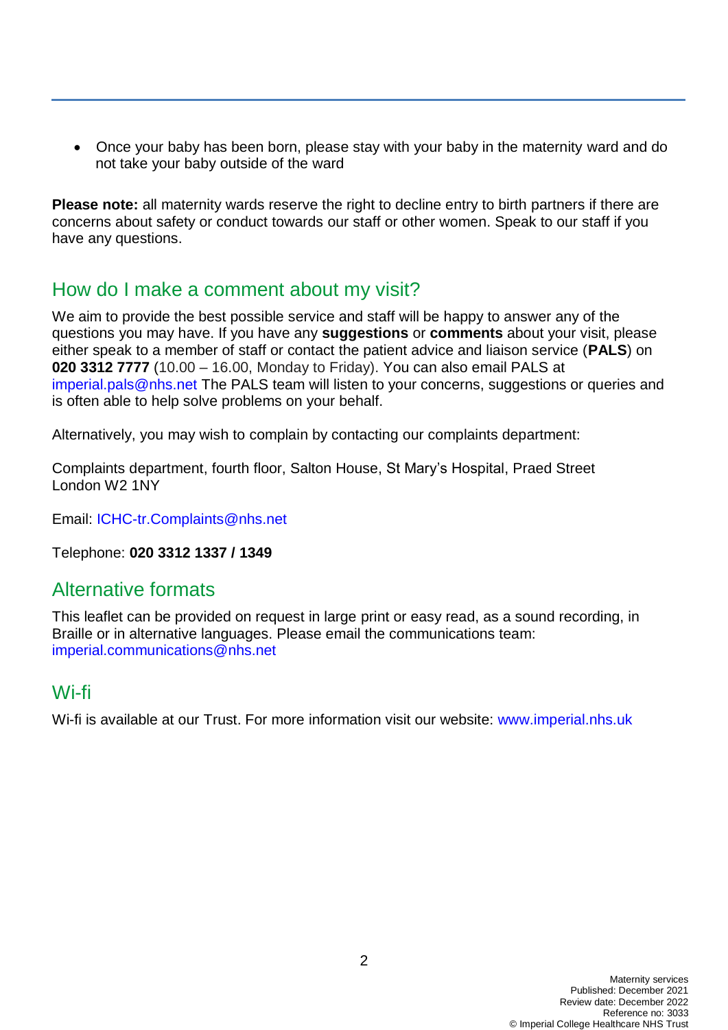- Once your baby has been born, please stay with your baby in the maternity ward and do not take your baby outside of the ward

**Please note:** all maternity wards reserve the right to decline entry to birth partners if there are concerns about safety or conduct towards our staff or other women. Speak to our staff if you have any questions.

## How do I make a comment about my visit?

We aim to provide the best possible service and staff will be happy to answer any of the questions you may have. If you have any **suggestions** or **comments** about your visit, please either speak to a member of staff or contact the patient advice and liaison service (**PALS**) on **020 3312 7777** (10.00 – 16.00, Monday to Friday). You can also email PALS at imperial.pals@nhs.net The PALS team will listen to your concerns, suggestions or queries and is often able to help solve problems on your behalf.

Alternatively, you may wish to complain by contacting our complaints department:

Complaints department, fourth floor, Salton House, St Mary's Hospital, Praed Street
London W2 1NY

Email: ICHC-tr.Complaints@nhs.net

Telephone: **020 3312 1337 / 1349**

## Alternative formats

This leaflet can be provided on request in large print or easy read, as a sound recording, in Braille or in alternative languages. Please email the communications team: imperial.communications@nhs.net

## Wi-fi

Wi-fi is available at our Trust. For more information visit our website: www.imperial.nhs.uk

Maternity services
Published: December 2021
Review date: December 2022
Reference no: 3033
© Imperial College Healthcare NHS Trust